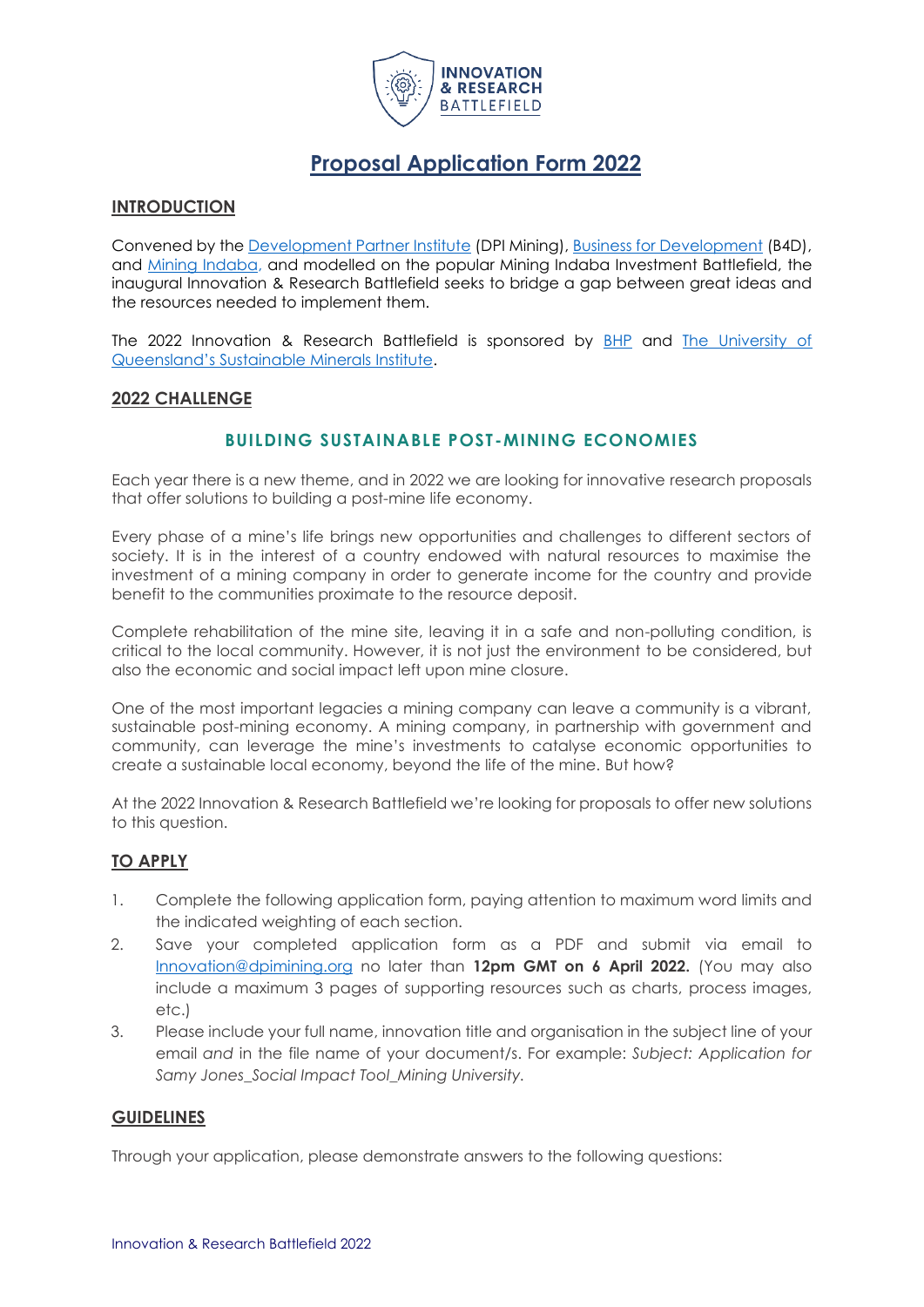# Proposal Application Form 2022

## INTRODUCTION

Convened by the Development Partner Institute (DPI Mining), Business for Development (B4D), and Mining Indaba, and modelled on the popular Mining Indaba Investment Battlefield, the inaugural Innovation & Research Battlefield seeks to bridge a gap between great ideas and the resources needed to implement them.

The 2022 Innovation & Research Battlefield is sponsored by BHP and The University of Queensland's Sustainable Minerals Institute.

## 2022 CHALLENGE

### BUILDING SUSTAINABLE POST-MINING ECONOMIES

Each year there is a new theme, and in 2022 we are looking for innovative research proposals that offer solutions to building a post-mine life economy.

Every phase of a mine's life brings new opportunities and challenges to different sectors of society. It is in the interest of a country endowed with natural resources to maximise the investment of a mining company in order to generate income for the country and provide benefit to the communities proximate to the resource deposit.

Complete rehabilitation of the mine site, leaving it in a safe and non-polluting condition, is critical to the local community. However, it is not just the environment to be considered, but also the economic and social impact left upon mine closure.

One of the most important legacies a mining company can leave a community is a vibrant, sustainable post-mining economy. A mining company, in partnership with government and community, can leverage the mine's investments to catalyse economic opportunities to create a sustainable local economy, beyond the life of the mine. But how?

At the 2022 Innovation & Research Battlefield we're looking for proposals to offer new solutions to this question.

## TO APPLY

1. Complete the following application form, paying attention to maximum word limits and the indicated weighting of each section.
2. Save your completed application form as a PDF and submit via email to Innovation@dpimining.org no later than **12pm GMT on 6 April 2022.** (You may also include a maximum 3 pages of supporting resources such as charts, process images, etc.)
3. Please include your full name, innovation title and organisation in the subject line of your email *and* in the file name of your document/s. For example: *Subject: Application for Samy Jones_Social Impact Tool_Mining University.*

## GUIDELINES

Through your application, please demonstrate answers to the following questions: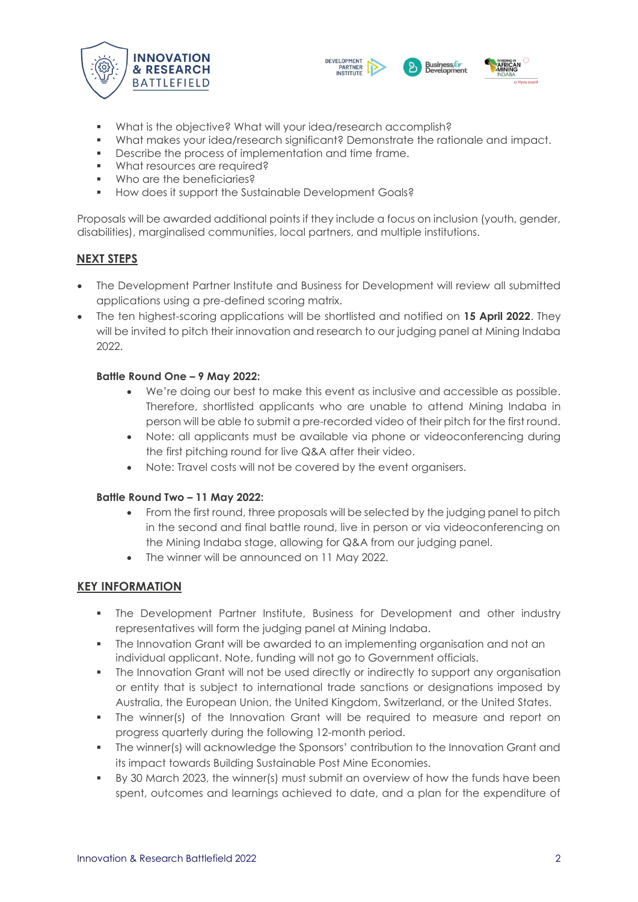- What is the objective? What will your idea/research accomplish?
- What makes your idea/research significant? Demonstrate the rationale and impact.
- Describe the process of implementation and time frame.
- What resources are required?
- Who are the beneficiaries?
- How does it support the Sustainable Development Goals?

Proposals will be awarded additional points if they include a focus on inclusion (youth, gender, disabilities), marginalised communities, local partners, and multiple institutions.

## NEXT STEPS

- The Development Partner Institute and Business for Development will review all submitted applications using a pre-defined scoring matrix.
- The ten highest-scoring applications will be shortlisted and notified on **15 April 2022**. They will be invited to pitch their innovation and research to our judging panel at Mining Indaba 2022.

**Battle Round One – 9 May 2022:**

- We're doing our best to make this event as inclusive and accessible as possible. Therefore, shortlisted applicants who are unable to attend Mining Indaba in person will be able to submit a pre-recorded video of their pitch for the first round.
- Note: all applicants must be available via phone or videoconferencing during the first pitching round for live Q&A after their video.
- Note: Travel costs will not be covered by the event organisers.

**Battle Round Two – 11 May 2022:**

- From the first round, three proposals will be selected by the judging panel to pitch in the second and final battle round, live in person or via videoconferencing on the Mining Indaba stage, allowing for Q&A from our judging panel.
- The winner will be announced on 11 May 2022.

## KEY INFORMATION

- The Development Partner Institute, Business for Development and other industry representatives will form the judging panel at Mining Indaba.
- The Innovation Grant will be awarded to an implementing organisation and not an individual applicant. Note, funding will not go to Government officials.
- The Innovation Grant will not be used directly or indirectly to support any organisation or entity that is subject to international trade sanctions or designations imposed by Australia, the European Union, the United Kingdom, Switzerland, or the United States.
- The winner(s) of the Innovation Grant will be required to measure and report on progress quarterly during the following 12-month period.
- The winner(s) will acknowledge the Sponsors' contribution to the Innovation Grant and its impact towards Building Sustainable Post Mine Economies.
- By 30 March 2023, the winner(s) must submit an overview of how the funds have been spent, outcomes and learnings achieved to date, and a plan for the expenditure of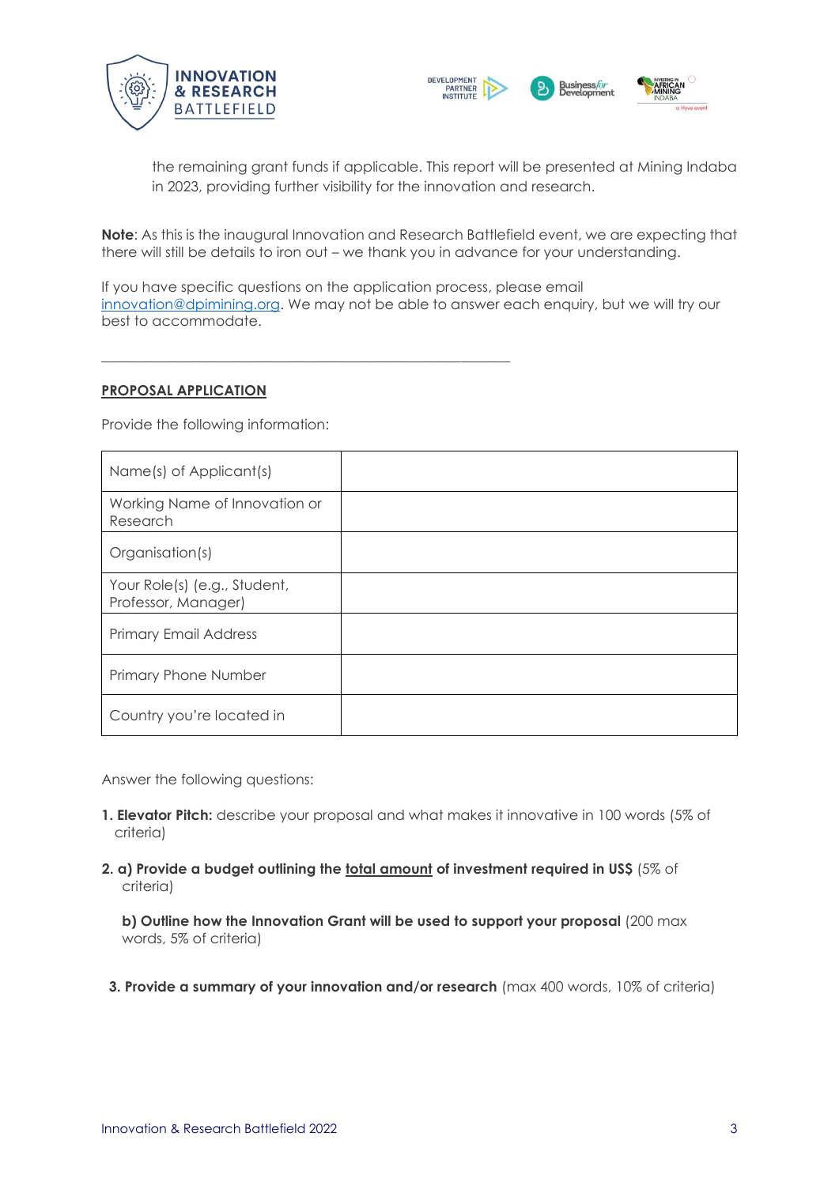the remaining grant funds if applicable. This report will be presented at Mining Indaba in 2023, providing further visibility for the innovation and research.

**Note**: As this is the inaugural Innovation and Research Battlefield event, we are expecting that there will still be details to iron out – we thank you in advance for your understanding.

If you have specific questions on the application process, please email innovation@dpimining.org. We may not be able to answer each enquiry, but we will try our best to accommodate.

---

**PROPOSAL APPLICATION**

Provide the following information:

| Name(s) of Applicant(s) | |
|---|---|
| Working Name of Innovation or Research | |
| Organisation(s) | |
| Your Role(s) (e.g., Student, Professor, Manager) | |
| Primary Email Address | |
| Primary Phone Number | |
| Country you're located in | |

Answer the following questions:

1. **Elevator Pitch:** describe your proposal and what makes it innovative in 100 words (5% of criteria)

2. **a) Provide a budget outlining the total amount of investment required in US$** (5% of criteria)

   **b) Outline how the Innovation Grant will be used to support your proposal** (200 max words, 5% of criteria)

3. **Provide a summary of your innovation and/or research** (max 400 words, 10% of criteria)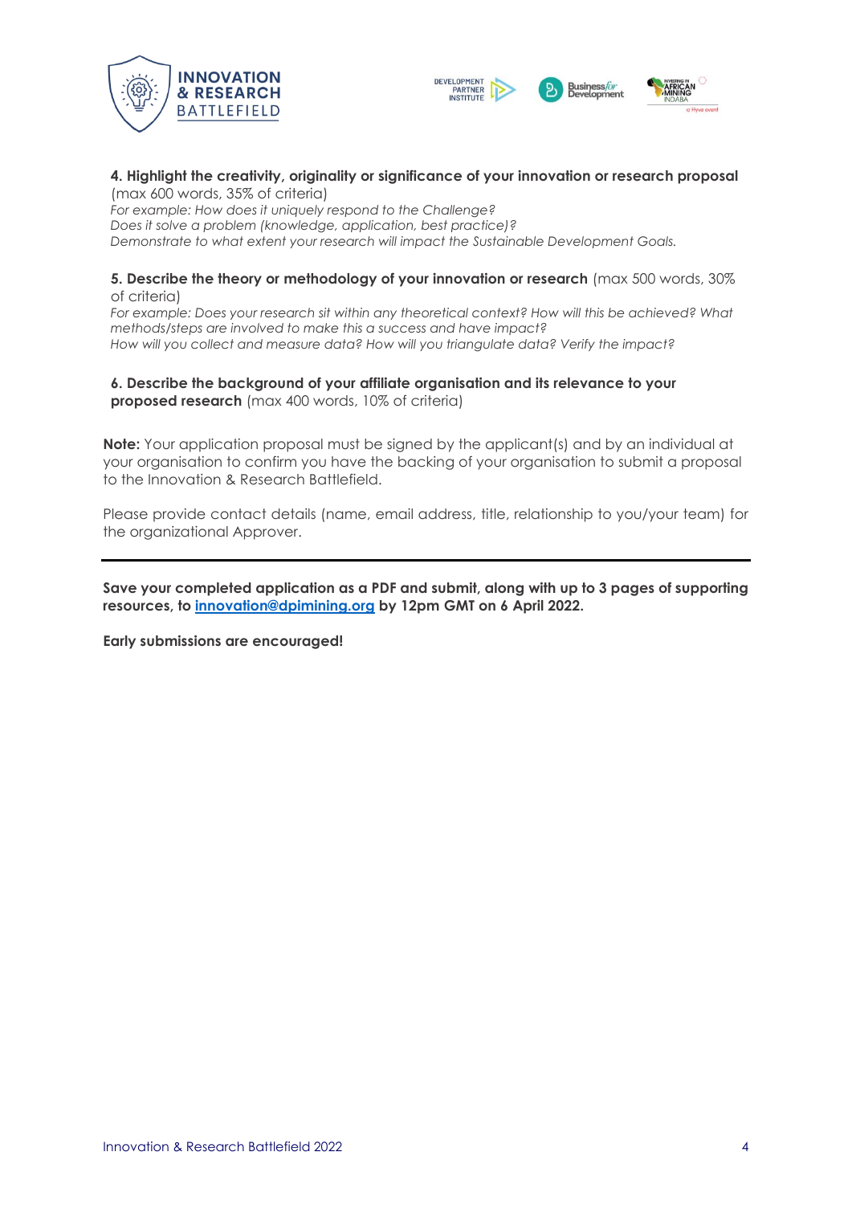**4. Highlight the creativity, originality or significance of your innovation or research proposal** (max 600 words, 35% of criteria)

*For example: How does it uniquely respond to the Challenge?*
*Does it solve a problem (knowledge, application, best practice)?*
*Demonstrate to what extent your research will impact the Sustainable Development Goals.*

**5. Describe the theory or methodology of your innovation or research** (max 500 words, 30% of criteria)

*For example: Does your research sit within any theoretical context? How will this be achieved? What methods/steps are involved to make this a success and have impact?*
*How will you collect and measure data? How will you triangulate data? Verify the impact?*

**6. Describe the background of your affiliate organisation and its relevance to your proposed research** (max 400 words, 10% of criteria)

**Note:** Your application proposal must be signed by the applicant(s) and by an individual at your organisation to confirm you have the backing of your organisation to submit a proposal to the Innovation & Research Battlefield.

Please provide contact details (name, email address, title, relationship to you/your team) for the organizational Approver.

---

**Save your completed application as a PDF and submit, along with up to 3 pages of supporting resources, to [innovation@dpimining.org](mailto:innovation@dpimining.org) by 12pm GMT on 6 April 2022.**

**Early submissions are encouraged!**